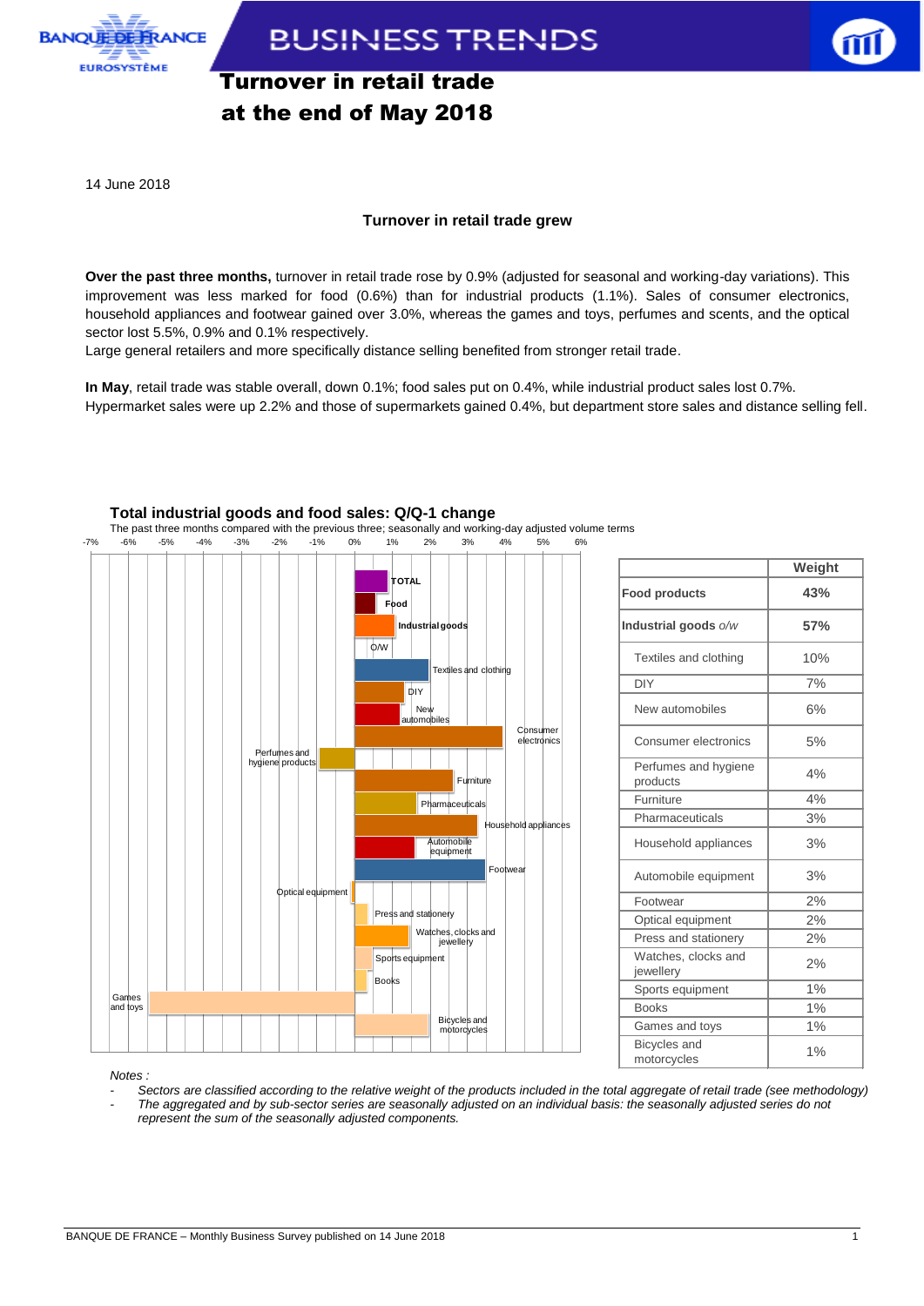# Turnover in retail trade at the end of May 2018

14 June 2018

**Turnover in retail trade grew**

**Over the past three months,** turnover in retail trade rose by 0.9% (adjusted for seasonal and working-day variations). This improvement was less marked for food (0.6%) than for industrial products (1.1%). Sales of consumer electronics, household appliances and footwear gained over 3.0%, whereas the games and toys, perfumes and scents, and the optical sector lost 5.5%, 0.9% and 0.1% respectively.
Large general retailers and more specifically distance selling benefited from stronger retail trade.

**In May**, retail trade was stable overall, down 0.1%; food sales put on 0.4%, while industrial product sales lost 0.7%. Hypermarket sales were up 2.2% and those of supermarkets gained 0.4%, but department store sales and distance selling fell.

## Total industrial goods and food sales: Q/Q-1 change

The past three months compared with the previous three; seasonally and working-day adjusted volume terms

| | Weight |
|---|---|
| **Food products** | **43%** |
| **Industrial goods** *o/w* | **57%** |
| Textiles and clothing | 10% |
| DIY | 7% |
| New automobiles | 6% |
| Consumer electronics | 5% |
| Perfumes and hygiene products | 4% |
| Furniture | 4% |
| Pharmaceuticals | 3% |
| Household appliances | 3% |
| Automobile equipment | 3% |
| Footwear | 2% |
| Optical equipment | 2% |
| Press and stationery | 2% |
| Watches, clocks and jewellery | 2% |
| Sports equipment | 1% |
| Books | 1% |
| Games and toys | 1% |
| Bicycles and motorcycles | 1% |

*Notes :*

- *Sectors are classified according to the relative weight of the products included in the total aggregate of retail trade (see methodology)*
- *The aggregated and by sub-sector series are seasonally adjusted on an individual basis: the seasonally adjusted series do not represent the sum of the seasonally adjusted components.*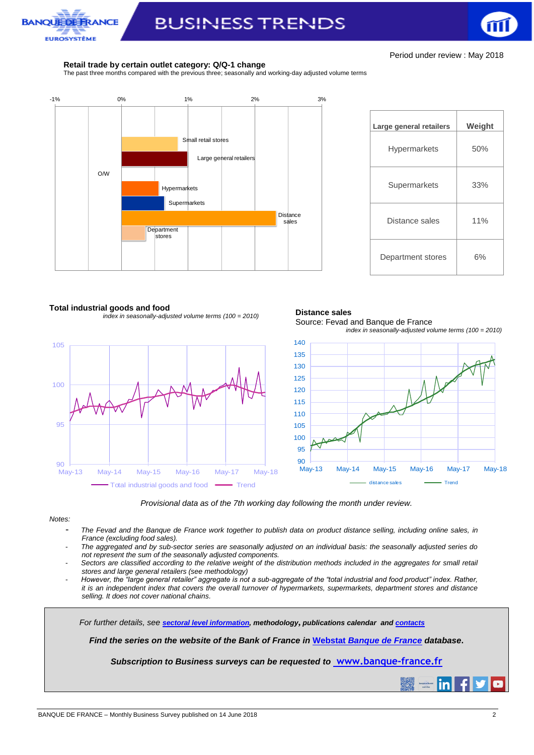Period under review : May 2018

## Retail trade by certain outlet category: Q/Q-1 change

The past three months compared with the previous three; seasonally and working-day adjusted volume terms

-1%
0%
1%
2%
3%
O/W
Small retail stores
Large general retailers
Hypermarkets
Supermarkets
Distance sales
Department stores

| Large general retailers | Weight |
|---|---|
| Hypermarkets | 50% |
| Supermarkets | 33% |
| Distance sales | 11% |
| Department stores | 6% |

## Total industrial goods and food

*index in seasonally-adjusted volume terms (100 = 2010)*

105
100
95
90
May-13 May-14 May-15 May-16 May-17 May-18
Total industrial goods and food
Trend

## Distance sales

Source: Fevad and Banque de France

*index in seasonally-adjusted volume terms (100 = 2010)*

140
135
130
125
120
115
110
105
100
95
90
May-13 May-14 May-15 May-16 May-17 May-18
distance sales
Trend

*Provisional data as of the 7th working day following the month under review.*

*Notes:*

- *The Fevad and the Banque de France work together to publish data on product distance selling, including online sales, in France (excluding food sales).*
- *The aggregated and by sub-sector series are seasonally adjusted on an individual basis: the seasonally adjusted series do not represent the sum of the seasonally adjusted components.*
- *Sectors are classified according to the relative weight of the distribution methods included in the aggregates for small retail stores and large general retailers (see methodology)*
- *However, the "large general retailer" aggregate is not a sub-aggregate of the "total industrial and food product" index. Rather, it is an independent index that covers the overall turnover of hypermarkets, supermarkets, department stores and distance selling. It does not cover national chains.*

*For further details, see **sectoral level information**, **methodology**, **publications calendar** and **contacts***

***Find the series on the website of the Bank of France in Webstat Banque de France database.***

***Subscription to Business surveys can be requested to www.banque-france.fr***

BANQUE DE FRANCE – Monthly Business Survey published on 14 June 2018